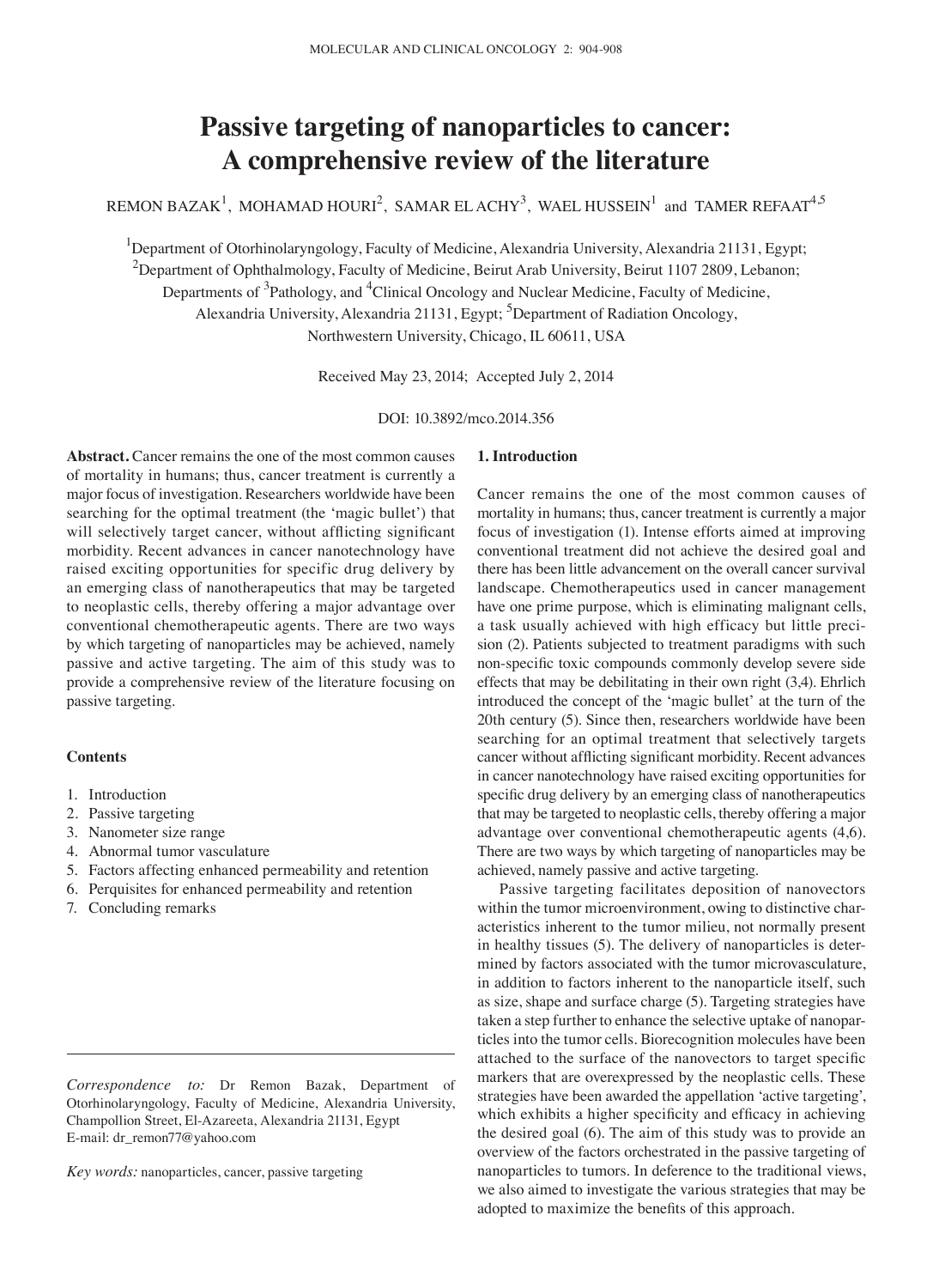// Passive targeting of nanoparticles to cancer: A comprehensive review of the literature

REMON BAZAK[1], MOHAMAD HOURI[2], SAMAR EL ACHY[3], WAEL HUSSEIN[1] and TAMER REFAAT[4,5]

[1]Department of Otorhinolaryngology, Faculty of Medicine, Alexandria University, Alexandria 21131, Egypt; [2]Department of Ophthalmology, Faculty of Medicine, Beirut Arab University, Beirut 1107 2809, Lebanon; Departments of [3]Pathology, and [4]Clinical Oncology and Nuclear Medicine, Faculty of Medicine, Alexandria University, Alexandria 21131, Egypt; [5]Department of Radiation Oncology, Northwestern University, Chicago, IL 60611, USA

Received May 23, 2014; Accepted July 2, 2014

DOI: 10.3892/mco.2014.356

**Abstract.** Cancer remains the one of the most common causes of mortality in humans; thus, cancer treatment is currently a major focus of investigation. Researchers worldwide have been searching for the optimal treatment (the 'magic bullet') that will selectively target cancer, without afflicting significant morbidity. Recent advances in cancer nanotechnology have raised exciting opportunities for specific drug delivery by an emerging class of nanotherapeutics that may be targeted to neoplastic cells, thereby offering a major advantage over conventional chemotherapeutic agents. There are two ways by which targeting of nanoparticles may be achieved, namely passive and active targeting. The aim of this study was to provide a comprehensive review of the literature focusing on passive targeting.

**Contents**

1. Introduction
2. Passive targeting
3. Nanometer size range
4. Abnormal tumor vasculature
5. Factors affecting enhanced permeability and retention
6. Perquisites for enhanced permeability and retention
7. Concluding remarks

*Correspondence to:* Dr Remon Bazak, Department of Otorhinolaryngology, Faculty of Medicine, Alexandria University, Champollion Street, El-Azareeta, Alexandria 21131, Egypt
E-mail: dr_remon77@yahoo.com

*Key words:* nanoparticles, cancer, passive targeting

## 1. Introduction

Cancer remains the one of the most common causes of mortality in humans; thus, cancer treatment is currently a major focus of investigation (1). Intense efforts aimed at improving conventional treatment did not achieve the desired goal and there has been little advancement on the overall cancer survival landscape. Chemotherapeutics used in cancer management have one prime purpose, which is eliminating malignant cells, a task usually achieved with high efficacy but little precision (2). Patients subjected to treatment paradigms with such non-specific toxic compounds commonly develop severe side effects that may be debilitating in their own right (3,4). Ehrlich introduced the concept of the 'magic bullet' at the turn of the 20th century (5). Since then, researchers worldwide have been searching for an optimal treatment that selectively targets cancer without afflicting significant morbidity. Recent advances in cancer nanotechnology have raised exciting opportunities for specific drug delivery by an emerging class of nanotherapeutics that may be targeted to neoplastic cells, thereby offering a major advantage over conventional chemotherapeutic agents (4,6). There are two ways by which targeting of nanoparticles may be achieved, namely passive and active targeting.

Passive targeting facilitates deposition of nanovectors within the tumor microenvironment, owing to distinctive characteristics inherent to the tumor milieu, not normally present in healthy tissues (5). The delivery of nanoparticles is determined by factors associated with the tumor microvasculature, in addition to factors inherent to the nanoparticle itself, such as size, shape and surface charge (5). Targeting strategies have taken a step further to enhance the selective uptake of nanoparticles into the tumor cells. Biorecognition molecules have been attached to the surface of the nanovectors to target specific markers that are overexpressed by the neoplastic cells. These strategies have been awarded the appellation 'active targeting', which exhibits a higher specificity and efficacy in achieving the desired goal (6). The aim of this study was to provide an overview of the factors orchestrated in the passive targeting of nanoparticles to tumors. In deference to the traditional views, we also aimed to investigate the various strategies that may be adopted to maximize the benefits of this approach.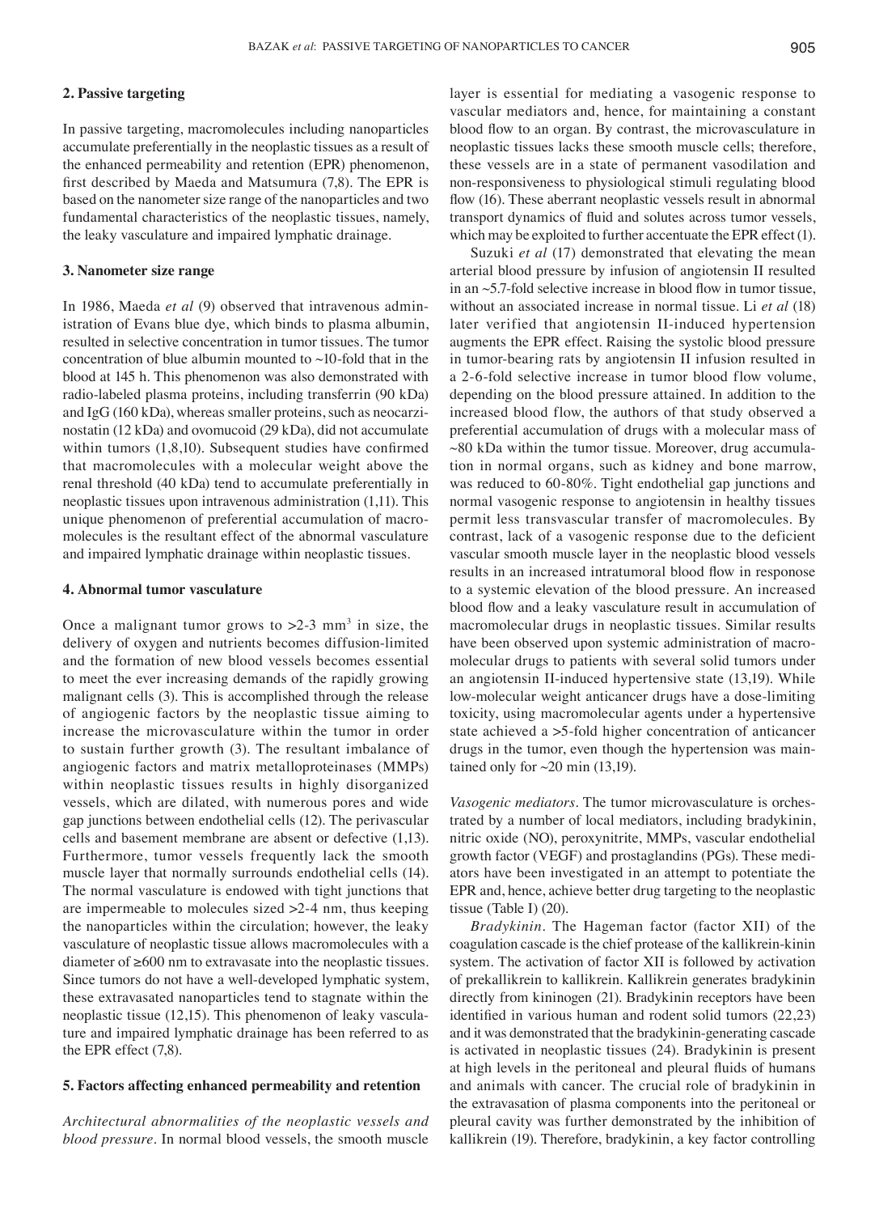## 2. Passive targeting

In passive targeting, macromolecules including nanoparticles accumulate preferentially in the neoplastic tissues as a result of the enhanced permeability and retention (EPR) phenomenon, first described by Maeda and Matsumura (7,8). The EPR is based on the nanometer size range of the nanoparticles and two fundamental characteristics of the neoplastic tissues, namely, the leaky vasculature and impaired lymphatic drainage.

## 3. Nanometer size range

In 1986, Maeda *et al* (9) observed that intravenous administration of Evans blue dye, which binds to plasma albumin, resulted in selective concentration in tumor tissues. The tumor concentration of blue albumin mounted to ~10-fold that in the blood at 145 h. This phenomenon was also demonstrated with radio-labeled plasma proteins, including transferrin (90 kDa) and IgG (160 kDa), whereas smaller proteins, such as neocarzinostatin (12 kDa) and ovomucoid (29 kDa), did not accumulate within tumors (1,8,10). Subsequent studies have confirmed that macromolecules with a molecular weight above the renal threshold (40 kDa) tend to accumulate preferentially in neoplastic tissues upon intravenous administration (1,11). This unique phenomenon of preferential accumulation of macromolecules is the resultant effect of the abnormal vasculature and impaired lymphatic drainage within neoplastic tissues.

## 4. Abnormal tumor vasculature

Once a malignant tumor grows to >2-3 $mm^3$ in size, the delivery of oxygen and nutrients becomes diffusion-limited and the formation of new blood vessels becomes essential to meet the ever increasing demands of the rapidly growing malignant cells (3). This is accomplished through the release of angiogenic factors by the neoplastic tissue aiming to increase the microvasculature within the tumor in order to sustain further growth (3). The resultant imbalance of angiogenic factors and matrix metalloproteinases (MMPs) within neoplastic tissues results in highly disorganized vessels, which are dilated, with numerous pores and wide gap junctions between endothelial cells (12). The perivascular cells and basement membrane are absent or defective (1,13). Furthermore, tumor vessels frequently lack the smooth muscle layer that normally surrounds endothelial cells (14). The normal vasculature is endowed with tight junctions that are impermeable to molecules sized >2-4 nm, thus keeping the nanoparticles within the circulation; however, the leaky vasculature of neoplastic tissue allows macromolecules with a diameter of ≥600 nm to extravasate into the neoplastic tissues. Since tumors do not have a well-developed lymphatic system, these extravasated nanoparticles tend to stagnate within the neoplastic tissue (12,15). This phenomenon of leaky vasculature and impaired lymphatic drainage has been referred to as the EPR effect (7,8).

## 5. Factors affecting enhanced permeability and retention

*Architectural abnormalities of the neoplastic vessels and blood pressure*. In normal blood vessels, the smooth muscle layer is essential for mediating a vasogenic response to vascular mediators and, hence, for maintaining a constant blood flow to an organ. By contrast, the microvasculature in neoplastic tissues lacks these smooth muscle cells; therefore, these vessels are in a state of permanent vasodilation and non-responsiveness to physiological stimuli regulating blood flow (16). These aberrant neoplastic vessels result in abnormal transport dynamics of fluid and solutes across tumor vessels, which may be exploited to further accentuate the EPR effect (1).

Suzuki *et al* (17) demonstrated that elevating the mean arterial blood pressure by infusion of angiotensin II resulted in an ~5.7-fold selective increase in blood flow in tumor tissue, without an associated increase in normal tissue. Li *et al* (18) later verified that angiotensin II-induced hypertension augments the EPR effect. Raising the systolic blood pressure in tumor-bearing rats by angiotensin II infusion resulted in a 2-6-fold selective increase in tumor blood flow volume, depending on the blood pressure attained. In addition to the increased blood flow, the authors of that study observed a preferential accumulation of drugs with a molecular mass of ~80 kDa within the tumor tissue. Moreover, drug accumulation in normal organs, such as kidney and bone marrow, was reduced to 60-80%. Tight endothelial gap junctions and normal vasogenic response to angiotensin in healthy tissues permit less transvascular transfer of macromolecules. By contrast, lack of a vasogenic response due to the deficient vascular smooth muscle layer in the neoplastic blood vessels results in an increased intratumoral blood flow in responose to a systemic elevation of the blood pressure. An increased blood flow and a leaky vasculature result in accumulation of macromolecular drugs in neoplastic tissues. Similar results have been observed upon systemic administration of macromolecular drugs to patients with several solid tumors under an angiotensin II-induced hypertensive state (13,19). While low-molecular weight anticancer drugs have a dose-limiting toxicity, using macromolecular agents under a hypertensive state achieved a >5-fold higher concentration of anticancer drugs in the tumor, even though the hypertension was maintained only for ~20 min (13,19).

*Vasogenic mediators*. The tumor microvasculature is orchestrated by a number of local mediators, including bradykinin, nitric oxide (NO), peroxynitrite, MMPs, vascular endothelial growth factor (VEGF) and prostaglandins (PGs). These mediators have been investigated in an attempt to potentiate the EPR and, hence, achieve better drug targeting to the neoplastic tissue (Table I) (20).

*Bradykinin*. The Hageman factor (factor XII) of the coagulation cascade is the chief protease of the kallikrein-kinin system. The activation of factor XII is followed by activation of prekallikrein to kallikrein. Kallikrein generates bradykinin directly from kininogen (21). Bradykinin receptors have been identified in various human and rodent solid tumors (22,23) and it was demonstrated that the bradykinin-generating cascade is activated in neoplastic tissues (24). Bradykinin is present at high levels in the peritoneal and pleural fluids of humans and animals with cancer. The crucial role of bradykinin in the extravasation of plasma components into the peritoneal or pleural cavity was further demonstrated by the inhibition of kallikrein (19). Therefore, bradykinin, a key factor controlling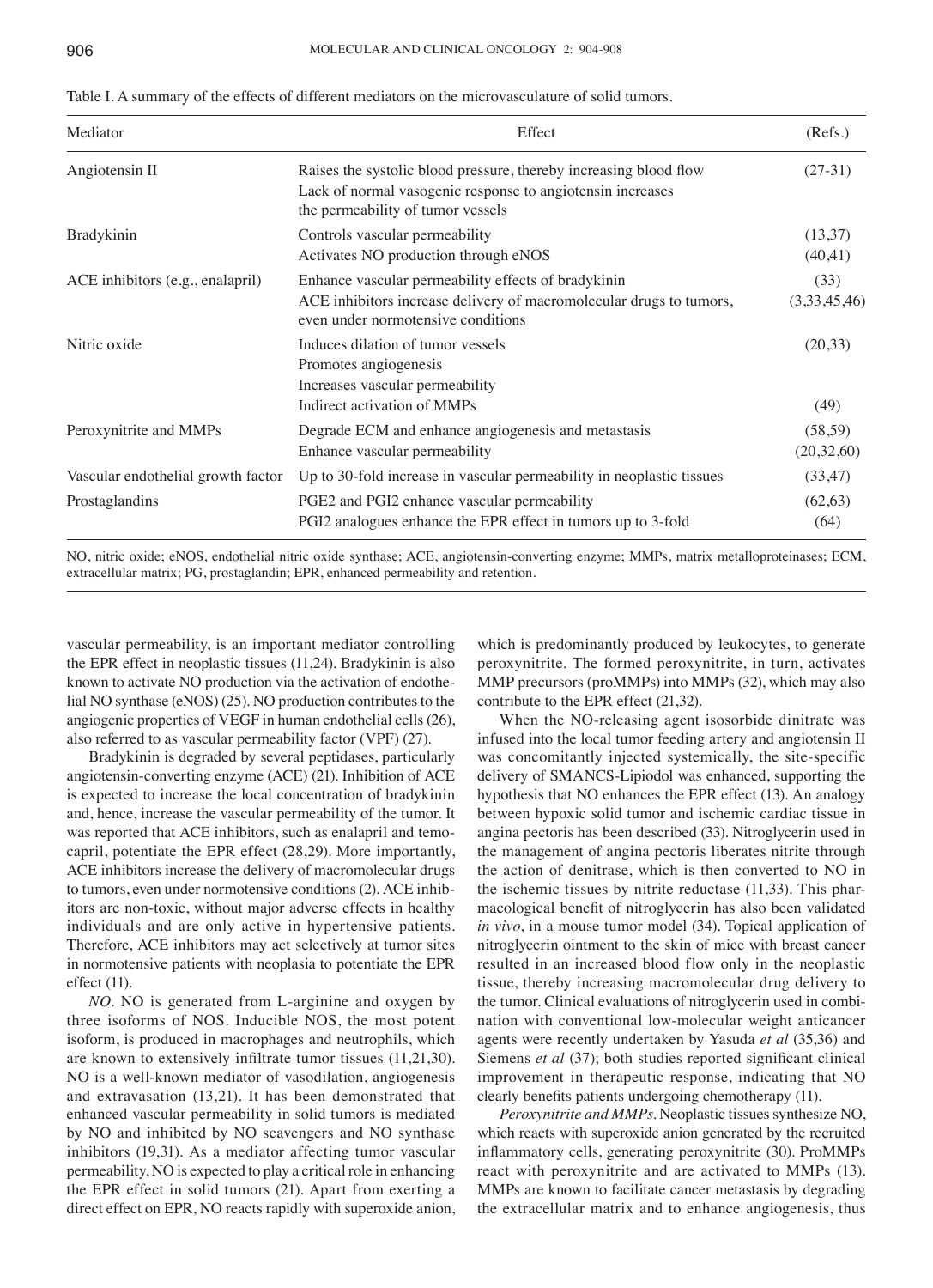Table I. A summary of the effects of different mediators on the microvasculature of solid tumors.

| Mediator | Effect | (Refs.) |
| --- | --- | --- |
| Angiotensin II | Raises the systolic blood pressure, thereby increasing blood flow | (27-31) |
| | Lack of normal vasogenic response to angiotensin increases the permeability of tumor vessels | |
| Bradykinin | Controls vascular permeability | (13,37) |
| | Activates NO production through eNOS | (40,41) |
| ACE inhibitors (e.g., enalapril) | Enhance vascular permeability effects of bradykinin | (33) |
| | ACE inhibitors increase delivery of macromolecular drugs to tumors, even under normotensive conditions | (3,33,45,46) |
| Nitric oxide | Induces dilation of tumor vessels | (20,33) |
| | Promotes angiogenesis | |
| | Increases vascular permeability | |
| | Indirect activation of MMPs | (49) |
| Peroxynitrite and MMPs | Degrade ECM and enhance angiogenesis and metastasis | (58,59) |
| | Enhance vascular permeability | (20,32,60) |
| Vascular endothelial growth factor | Up to 30-fold increase in vascular permeability in neoplastic tissues | (33,47) |
| Prostaglandins | PGE2 and PGI2 enhance vascular permeability | (62,63) |
| | PGI2 analogues enhance the EPR effect in tumors up to 3-fold | (64) |

NO, nitric oxide; eNOS, endothelial nitric oxide synthase; ACE, angiotensin-converting enzyme; MMPs, matrix metalloproteinases; ECM, extracellular matrix; PG, prostaglandin; EPR, enhanced permeability and retention.

vascular permeability, is an important mediator controlling the EPR effect in neoplastic tissues (11,24). Bradykinin is also known to activate NO production via the activation of endothelial NO synthase (eNOS) (25). NO production contributes to the angiogenic properties of VEGF in human endothelial cells (26), also referred to as vascular permeability factor (VPF) (27).

Bradykinin is degraded by several peptidases, particularly angiotensin-converting enzyme (ACE) (21). Inhibition of ACE is expected to increase the local concentration of bradykinin and, hence, increase the vascular permeability of the tumor. It was reported that ACE inhibitors, such as enalapril and temocapril, potentiate the EPR effect (28,29). More importantly, ACE inhibitors increase the delivery of macromolecular drugs to tumors, even under normotensive conditions (2). ACE inhibitors are non-toxic, without major adverse effects in healthy individuals and are only active in hypertensive patients. Therefore, ACE inhibitors may act selectively at tumor sites in normotensive patients with neoplasia to potentiate the EPR effect (11).

*NO.* NO is generated from L-arginine and oxygen by three isoforms of NOS. Inducible NOS, the most potent isoform, is produced in macrophages and neutrophils, which are known to extensively infiltrate tumor tissues (11,21,30). NO is a well-known mediator of vasodilation, angiogenesis and extravasation (13,21). It has been demonstrated that enhanced vascular permeability in solid tumors is mediated by NO and inhibited by NO scavengers and NO synthase inhibitors (19,31). As a mediator affecting tumor vascular permeability, NO is expected to play a critical role in enhancing the EPR effect in solid tumors (21). Apart from exerting a direct effect on EPR, NO reacts rapidly with superoxide anion, which is predominantly produced by leukocytes, to generate peroxynitrite. The formed peroxynitrite, in turn, activates MMP precursors (proMMPs) into MMPs (32), which may also contribute to the EPR effect (21,32).

When the NO-releasing agent isosorbide dinitrate was infused into the local tumor feeding artery and angiotensin II was concomitantly injected systemically, the site-specific delivery of SMANCS-Lipiodol was enhanced, supporting the hypothesis that NO enhances the EPR effect (13). An analogy between hypoxic solid tumor and ischemic cardiac tissue in angina pectoris has been described (33). Nitroglycerin used in the management of angina pectoris liberates nitrite through the action of denitrase, which is then converted to NO in the ischemic tissues by nitrite reductase (11,33). This pharmacological benefit of nitroglycerin has also been validated *in vivo*, in a mouse tumor model (34). Topical application of nitroglycerin ointment to the skin of mice with breast cancer resulted in an increased blood flow only in the neoplastic tissue, thereby increasing macromolecular drug delivery to the tumor. Clinical evaluations of nitroglycerin used in combination with conventional low-molecular weight anticancer agents were recently undertaken by Yasuda *et al* (35,36) and Siemens *et al* (37); both studies reported significant clinical improvement in therapeutic response, indicating that NO clearly benefits patients undergoing chemotherapy (11).

*Peroxynitrite and MMPs.* Neoplastic tissues synthesize NO, which reacts with superoxide anion generated by the recruited inflammatory cells, generating peroxynitrite (30). ProMMPs react with peroxynitrite and are activated to MMPs (13). MMPs are known to facilitate cancer metastasis by degrading the extracellular matrix and to enhance angiogenesis, thus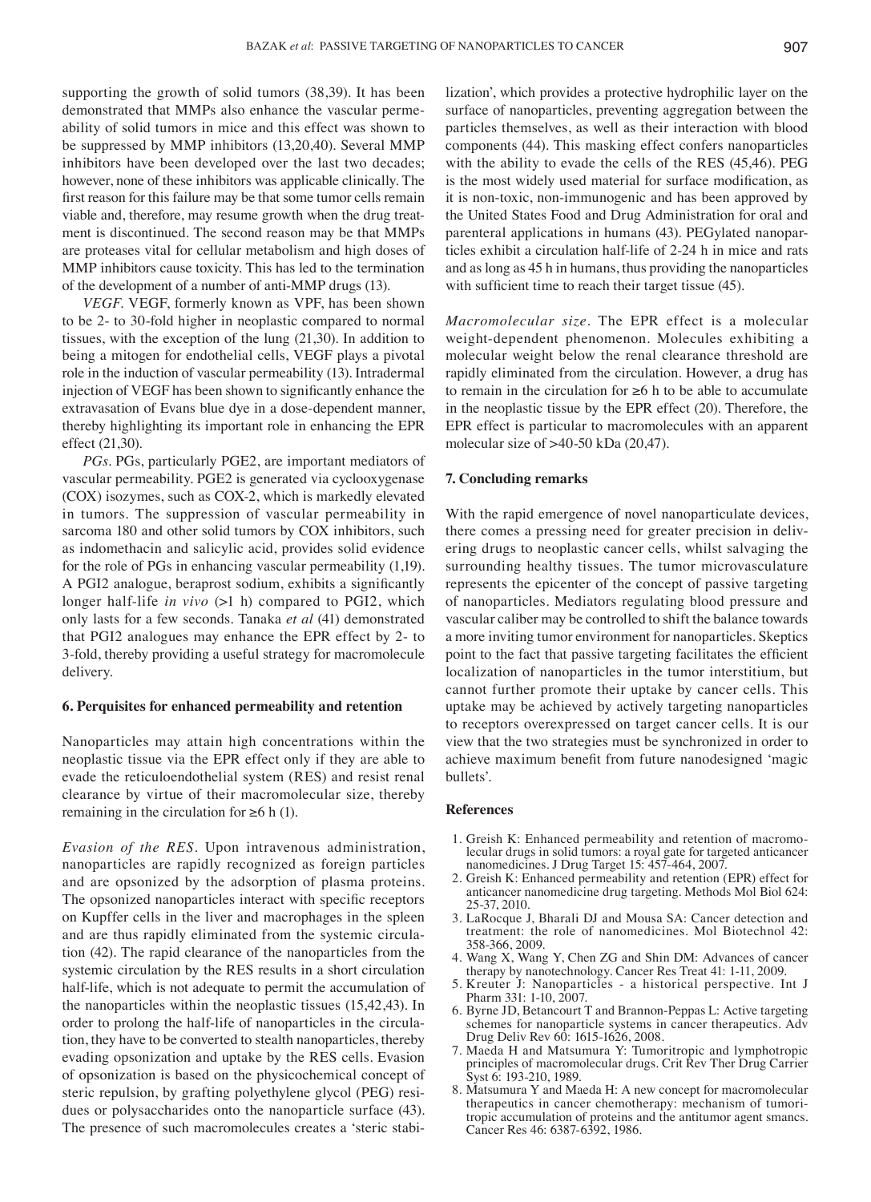supporting the growth of solid tumors (38,39). It has been demonstrated that MMPs also enhance the vascular permeability of solid tumors in mice and this effect was shown to be suppressed by MMP inhibitors (13,20,40). Several MMP inhibitors have been developed over the last two decades; however, none of these inhibitors was applicable clinically. The first reason for this failure may be that some tumor cells remain viable and, therefore, may resume growth when the drug treatment is discontinued. The second reason may be that MMPs are proteases vital for cellular metabolism and high doses of MMP inhibitors cause toxicity. This has led to the termination of the development of a number of anti-MMP drugs (13).

*VEGF.* VEGF, formerly known as VPF, has been shown to be 2- to 30-fold higher in neoplastic compared to normal tissues, with the exception of the lung (21,30). In addition to being a mitogen for endothelial cells, VEGF plays a pivotal role in the induction of vascular permeability (13). Intradermal injection of VEGF has been shown to significantly enhance the extravasation of Evans blue dye in a dose-dependent manner, thereby highlighting its important role in enhancing the EPR effect (21,30).

*PGs.* PGs, particularly PGE2, are important mediators of vascular permeability. PGE2 is generated via cyclooxygenase (COX) isozymes, such as COX-2, which is markedly elevated in tumors. The suppression of vascular permeability in sarcoma 180 and other solid tumors by COX inhibitors, such as indomethacin and salicylic acid, provides solid evidence for the role of PGs in enhancing vascular permeability (1,19). A PGI2 analogue, beraprost sodium, exhibits a significantly longer half-life *in vivo* (>1 h) compared to PGI2, which only lasts for a few seconds. Tanaka *et al* (41) demonstrated that PGI2 analogues may enhance the EPR effect by 2- to 3-fold, thereby providing a useful strategy for macromolecule delivery.

## 6. Perquisites for enhanced permeability and retention

Nanoparticles may attain high concentrations within the neoplastic tissue via the EPR effect only if they are able to evade the reticuloendothelial system (RES) and resist renal clearance by virtue of their macromolecular size, thereby remaining in the circulation for ≥6 h (1).

*Evasion of the RES.* Upon intravenous administration, nanoparticles are rapidly recognized as foreign particles and are opsonized by the adsorption of plasma proteins. The opsonized nanoparticles interact with specific receptors on Kupffer cells in the liver and macrophages in the spleen and are thus rapidly eliminated from the systemic circulation (42). The rapid clearance of the nanoparticles from the systemic circulation by the RES results in a short circulation half-life, which is not adequate to permit the accumulation of the nanoparticles within the neoplastic tissues (15,42,43). In order to prolong the half-life of nanoparticles in the circulation, they have to be converted to stealth nanoparticles, thereby evading opsonization and uptake by the RES cells. Evasion of opsonization is based on the physicochemical concept of steric repulsion, by grafting polyethylene glycol (PEG) residues or polysaccharides onto the nanoparticle surface (43). The presence of such macromolecules creates a 'steric stabilization', which provides a protective hydrophilic layer on the surface of nanoparticles, preventing aggregation between the particles themselves, as well as their interaction with blood components (44). This masking effect confers nanoparticles with the ability to evade the cells of the RES (45,46). PEG is the most widely used material for surface modification, as it is non-toxic, non-immunogenic and has been approved by the United States Food and Drug Administration for oral and parenteral applications in humans (43). PEGylated nanoparticles exhibit a circulation half-life of 2-24 h in mice and rats and as long as 45 h in humans, thus providing the nanoparticles with sufficient time to reach their target tissue (45).

*Macromolecular size.* The EPR effect is a molecular weight-dependent phenomenon. Molecules exhibiting a molecular weight below the renal clearance threshold are rapidly eliminated from the circulation. However, a drug has to remain in the circulation for ≥6 h to be able to accumulate in the neoplastic tissue by the EPR effect (20). Therefore, the EPR effect is particular to macromolecules with an apparent molecular size of >40-50 kDa (20,47).

## 7. Concluding remarks

With the rapid emergence of novel nanoparticulate devices, there comes a pressing need for greater precision in delivering drugs to neoplastic cancer cells, whilst salvaging the surrounding healthy tissues. The tumor microvasculature represents the epicenter of the concept of passive targeting of nanoparticles. Mediators regulating blood pressure and vascular caliber may be controlled to shift the balance towards a more inviting tumor environment for nanoparticles. Skeptics point to the fact that passive targeting facilitates the efficient localization of nanoparticles in the tumor interstitium, but cannot further promote their uptake by cancer cells. This uptake may be achieved by actively targeting nanoparticles to receptors overexpressed on target cancer cells. It is our view that the two strategies must be synchronized in order to achieve maximum benefit from future nanodesigned 'magic bullets'.

## References

1. Greish K: Enhanced permeability and retention of macromolecular drugs in solid tumors: a royal gate for targeted anticancer nanomedicines. J Drug Target 15: 457-464, 2007.
2. Greish K: Enhanced permeability and retention (EPR) effect for anticancer nanomedicine drug targeting. Methods Mol Biol 624: 25-37, 2010.
3. LaRocque J, Bharali DJ and Mousa SA: Cancer detection and treatment: the role of nanomedicines. Mol Biotechnol 42: 358-366, 2009.
4. Wang X, Wang Y, Chen ZG and Shin DM: Advances of cancer therapy by nanotechnology. Cancer Res Treat 41: 1-11, 2009.
5. Kreuter J: Nanoparticles - a historical perspective. Int J Pharm 331: 1-10, 2007.
6. Byrne JD, Betancourt T and Brannon-Peppas L: Active targeting schemes for nanoparticle systems in cancer therapeutics. Adv Drug Deliv Rev 60: 1615-1626, 2008.
7. Maeda H and Matsumura Y: Tumoritropic and lymphotropic principles of macromolecular drugs. Crit Rev Ther Drug Carrier Syst 6: 193-210, 1989.
8. Matsumura Y and Maeda H: A new concept for macromolecular therapeutics in cancer chemotherapy: mechanism of tumoritropic accumulation of proteins and the antitumor agent smancs. Cancer Res 46: 6387-6392, 1986.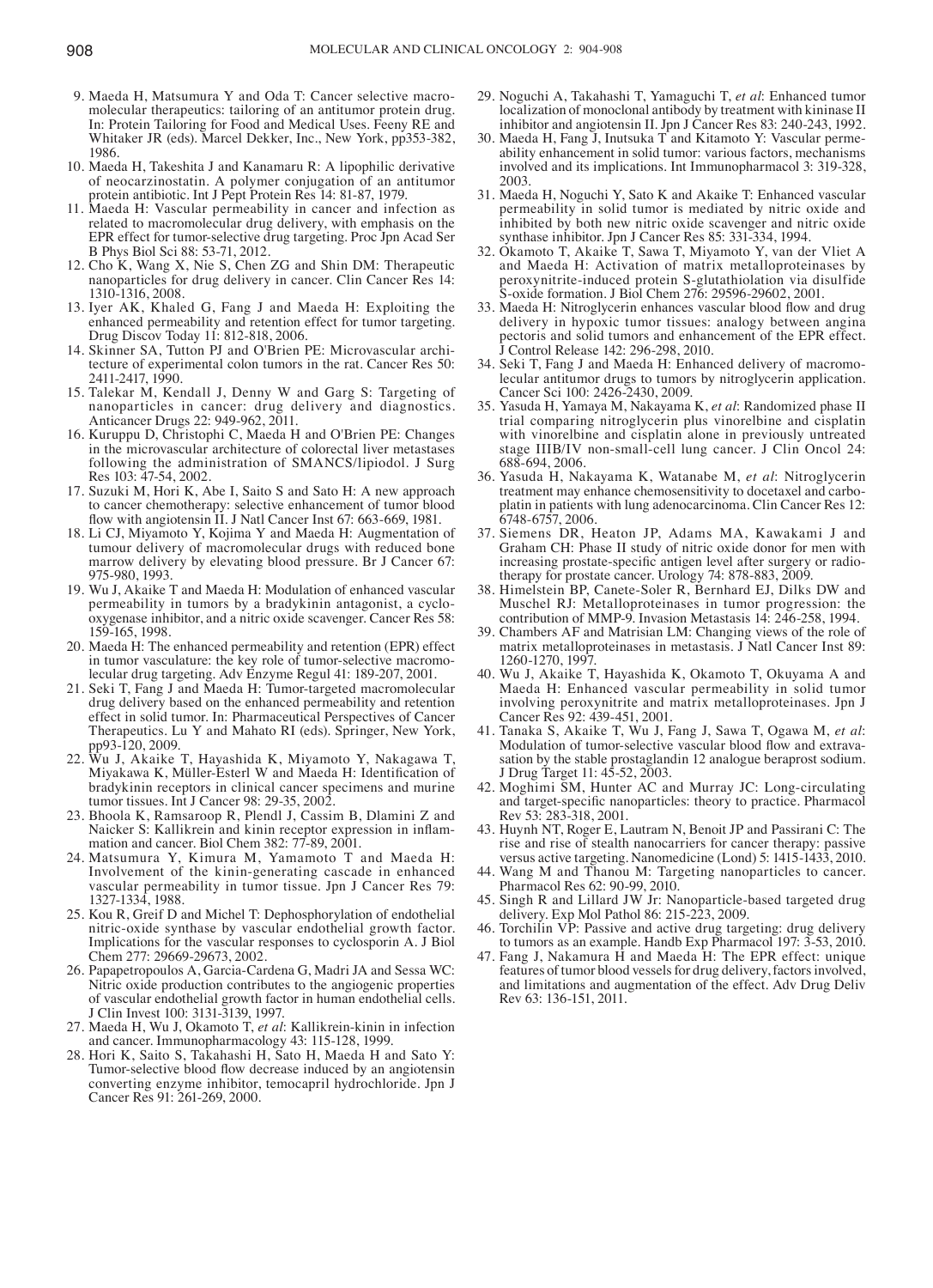9. Maeda H, Matsumura Y and Oda T: Cancer selective macromolecular therapeutics: tailoring of an antitumor protein drug. In: Protein Tailoring for Food and Medical Uses. Feeny RE and Whitaker JR (eds). Marcel Dekker, Inc., New York, pp353-382, 1986.
10. Maeda H, Takeshita J and Kanamaru R: A lipophilic derivative of neocarzinostatin. A polymer conjugation of an antitumor protein antibiotic. Int J Pept Protein Res 14: 81-87, 1979.
11. Maeda H: Vascular permeability in cancer and infection as related to macromolecular drug delivery, with emphasis on the EPR effect for tumor-selective drug targeting. Proc Jpn Acad Ser B Phys Biol Sci 88: 53-71, 2012.
12. Cho K, Wang X, Nie S, Chen ZG and Shin DM: Therapeutic nanoparticles for drug delivery in cancer. Clin Cancer Res 14: 1310-1316, 2008.
13. Iyer AK, Khaled G, Fang J and Maeda H: Exploiting the enhanced permeability and retention effect for tumor targeting. Drug Discov Today 11: 812-818, 2006.
14. Skinner SA, Tutton PJ and O'Brien PE: Microvascular architecture of experimental colon tumors in the rat. Cancer Res 50: 2411-2417, 1990.
15. Talekar M, Kendall J, Denny W and Garg S: Targeting of nanoparticles in cancer: drug delivery and diagnostics. Anticancer Drugs 22: 949-962, 2011.
16. Kuruppu D, Christophi C, Maeda H and O'Brien PE: Changes in the microvascular architecture of colorectal liver metastases following the administration of SMANCS/lipiodol. J Surg Res 103: 47-54, 2002.
17. Suzuki M, Hori K, Abe I, Saito S and Sato H: A new approach to cancer chemotherapy: selective enhancement of tumor blood flow with angiotensin II. J Natl Cancer Inst 67: 663-669, 1981.
18. Li CJ, Miyamoto Y, Kojima Y and Maeda H: Augmentation of tumour delivery of macromolecular drugs with reduced bone marrow delivery by elevating blood pressure. Br J Cancer 67: 975-980, 1993.
19. Wu J, Akaike T and Maeda H: Modulation of enhanced vascular permeability in tumors by a bradykinin antagonist, a cyclooxygenase inhibitor, and a nitric oxide scavenger. Cancer Res 58: 159-165, 1998.
20. Maeda H: The enhanced permeability and retention (EPR) effect in tumor vasculature: the key role of tumor-selective macromolecular drug targeting. Adv Enzyme Regul 41: 189-207, 2001.
21. Seki T, Fang J and Maeda H: Tumor-targeted macromolecular drug delivery based on the enhanced permeability and retention effect in solid tumor. In: Pharmaceutical Perspectives of Cancer Therapeutics. Lu Y and Mahato RI (eds). Springer, New York, pp93-120, 2009.
22. Wu J, Akaike T, Hayashida K, Miyamoto Y, Nakagawa T, Miyakawa K, Müller-Esterl W and Maeda H: Identification of bradykinin receptors in clinical cancer specimens and murine tumor tissues. Int J Cancer 98: 29-35, 2002.
23. Bhoola K, Ramsaroop R, Plendl J, Cassim B, Dlamini Z and Naicker S: Kallikrein and kinin receptor expression in inflammation and cancer. Biol Chem 382: 77-89, 2001.
24. Matsumura Y, Kimura M, Yamamoto T and Maeda H: Involvement of the kinin-generating cascade in enhanced vascular permeability in tumor tissue. Jpn J Cancer Res 79: 1327-1334, 1988.
25. Kou R, Greif D and Michel T: Dephosphorylation of endothelial nitric-oxide synthase by vascular endothelial growth factor. Implications for the vascular responses to cyclosporin A. J Biol Chem 277: 29669-29673, 2002.
26. Papapetropoulos A, Garcia-Cardena G, Madri JA and Sessa WC: Nitric oxide production contributes to the angiogenic properties of vascular endothelial growth factor in human endothelial cells. J Clin Invest 100: 3131-3139, 1997.
27. Maeda H, Wu J, Okamoto T, *et al*: Kallikrein-kinin in infection and cancer. Immunopharmacology 43: 115-128, 1999.
28. Hori K, Saito S, Takahashi H, Sato H, Maeda H and Sato Y: Tumor-selective blood flow decrease induced by an angiotensin converting enzyme inhibitor, temocapril hydrochloride. Jpn J Cancer Res 91: 261-269, 2000.
29. Noguchi A, Takahashi T, Yamaguchi T, *et al*: Enhanced tumor localization of monoclonal antibody by treatment with kininase II inhibitor and angiotensin II. Jpn J Cancer Res 83: 240-243, 1992.
30. Maeda H, Fang J, Inutsuka T and Kitamoto Y: Vascular permeability enhancement in solid tumor: various factors, mechanisms involved and its implications. Int Immunopharmacol 3: 319-328, 2003.
31. Maeda H, Noguchi Y, Sato K and Akaike T: Enhanced vascular permeability in solid tumor is mediated by nitric oxide and inhibited by both new nitric oxide scavenger and nitric oxide synthase inhibitor. Jpn J Cancer Res 85: 331-334, 1994.
32. Okamoto T, Akaike T, Sawa T, Miyamoto Y, van der Vliet A and Maeda H: Activation of matrix metalloproteinases by peroxynitrite-induced protein S-glutathiolation via disulfide S-oxide formation. J Biol Chem 276: 29596-29602, 2001.
33. Maeda H: Nitroglycerin enhances vascular blood flow and drug delivery in hypoxic tumor tissues: analogy between angina pectoris and solid tumors and enhancement of the EPR effect. J Control Release 142: 296-298, 2010.
34. Seki T, Fang J and Maeda H: Enhanced delivery of macromolecular antitumor drugs to tumors by nitroglycerin application. Cancer Sci 100: 2426-2430, 2009.
35. Yasuda H, Yamaya M, Nakayama K, *et al*: Randomized phase II trial comparing nitroglycerin plus vinorelbine and cisplatin with vinorelbine and cisplatin alone in previously untreated stage IIIB/IV non-small-cell lung cancer. J Clin Oncol 24: 688-694, 2006.
36. Yasuda H, Nakayama K, Watanabe M, *et al*: Nitroglycerin treatment may enhance chemosensitivity to docetaxel and carboplatin in patients with lung adenocarcinoma. Clin Cancer Res 12: 6748-6757, 2006.
37. Siemens DR, Heaton JP, Adams MA, Kawakami J and Graham CH: Phase II study of nitric oxide donor for men with increasing prostate-specific antigen level after surgery or radiotherapy for prostate cancer. Urology 74: 878-883, 2009.
38. Himelstein BP, Canete-Soler R, Bernhard EJ, Dilks DW and Muschel RJ: Metalloproteinases in tumor progression: the contribution of MMP-9. Invasion Metastasis 14: 246-258, 1994.
39. Chambers AF and Matrisian LM: Changing views of the role of matrix metalloproteinases in metastasis. J Natl Cancer Inst 89: 1260-1270, 1997.
40. Wu J, Akaike T, Hayashida K, Okamoto T, Okuyama A and Maeda H: Enhanced vascular permeability in solid tumor involving peroxynitrite and matrix metalloproteinases. Jpn J Cancer Res 92: 439-451, 2001.
41. Tanaka S, Akaike T, Wu J, Fang J, Sawa T, Ogawa M, *et al*: Modulation of tumor-selective vascular blood flow and extravasation by the stable prostaglandin 12 analogue beraprost sodium. J Drug Target 11: 45-52, 2003.
42. Moghimi SM, Hunter AC and Murray JC: Long-circulating and target-specific nanoparticles: theory to practice. Pharmacol Rev 53: 283-318, 2001.
43. Huynh NT, Roger E, Lautram N, Benoit JP and Passirani C: The rise and rise of stealth nanocarriers for cancer therapy: passive versus active targeting. Nanomedicine (Lond) 5: 1415-1433, 2010.
44. Wang M and Thanou M: Targeting nanoparticles to cancer. Pharmacol Res 62: 90-99, 2010.
45. Singh R and Lillard JW Jr: Nanoparticle-based targeted drug delivery. Exp Mol Pathol 86: 215-223, 2009.
46. Torchilin VP: Passive and active drug targeting: drug delivery to tumors as an example. Handb Exp Pharmacol 197: 3-53, 2010.
47. Fang J, Nakamura H and Maeda H: The EPR effect: unique features of tumor blood vessels for drug delivery, factors involved, and limitations and augmentation of the effect. Adv Drug Deliv Rev 63: 136-151, 2011.